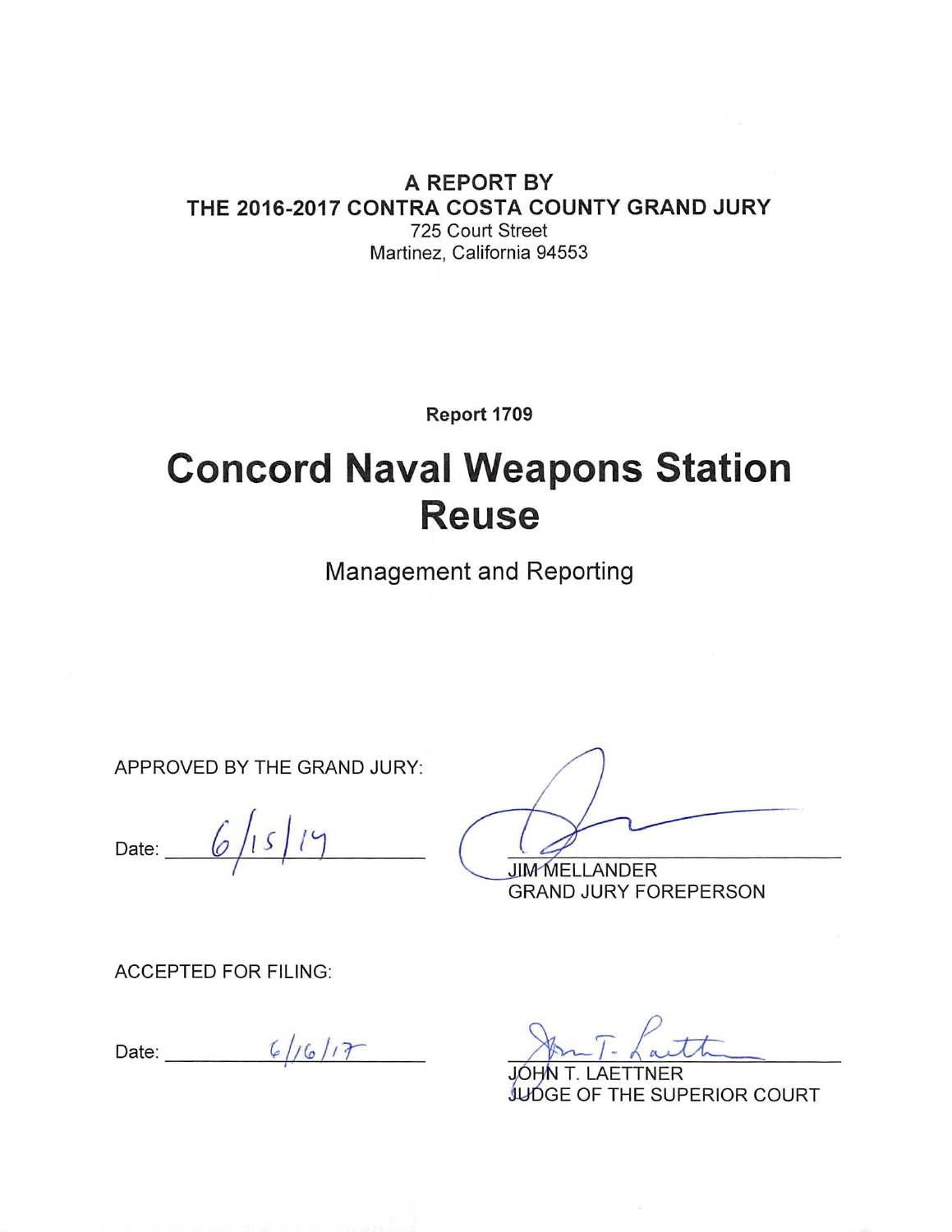**A REPORT BY**
**THE 2016-2017 CONTRA COSTA COUNTY GRAND JURY**
725 Court Street
Martinez, California 94553

**Report 1709**

# Concord Naval Weapons Station Reuse

## Management and Reporting

APPROVED BY THE GRAND JURY:

Date: 6/15/17

JIM MELLANDER
GRAND JURY FOREPERSON

ACCEPTED FOR FILING:

Date: 6/16/17

JOHN T. LAETTNER
JUDGE OF THE SUPERIOR COURT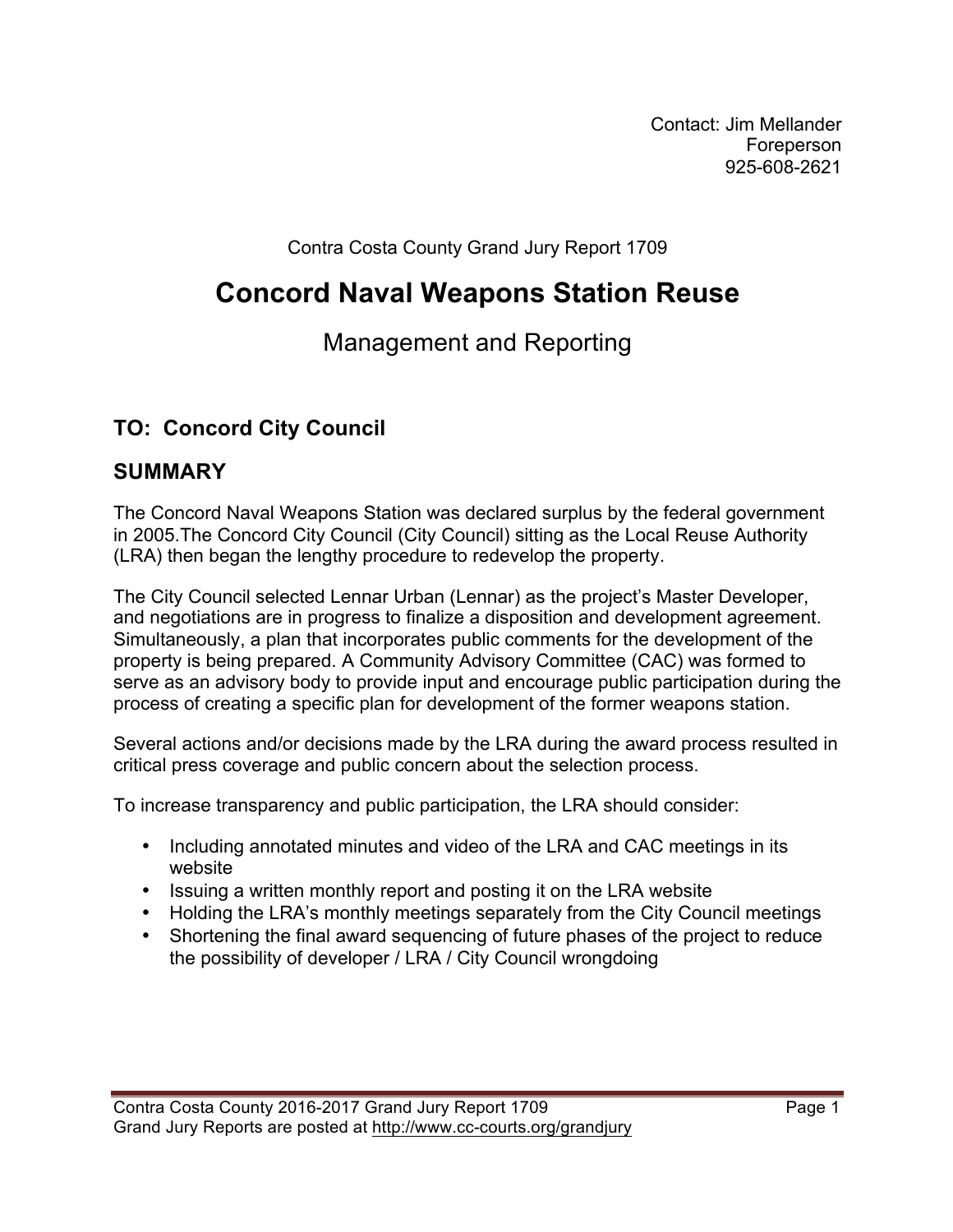Contact: Jim Mellander
Foreperson
925-608-2621

Contra Costa County Grand Jury Report 1709

# Concord Naval Weapons Station Reuse

## Management and Reporting

## TO: Concord City Council

## SUMMARY

The Concord Naval Weapons Station was declared surplus by the federal government in 2005.The Concord City Council (City Council) sitting as the Local Reuse Authority (LRA) then began the lengthy procedure to redevelop the property.

The City Council selected Lennar Urban (Lennar) as the project's Master Developer, and negotiations are in progress to finalize a disposition and development agreement. Simultaneously, a plan that incorporates public comments for the development of the property is being prepared. A Community Advisory Committee (CAC) was formed to serve as an advisory body to provide input and encourage public participation during the process of creating a specific plan for development of the former weapons station.

Several actions and/or decisions made by the LRA during the award process resulted in critical press coverage and public concern about the selection process.

To increase transparency and public participation, the LRA should consider:

- Including annotated minutes and video of the LRA and CAC meetings in its website
- Issuing a written monthly report and posting it on the LRA website
- Holding the LRA's monthly meetings separately from the City Council meetings
- Shortening the final award sequencing of future phases of the project to reduce the possibility of developer / LRA / City Council wrongdoing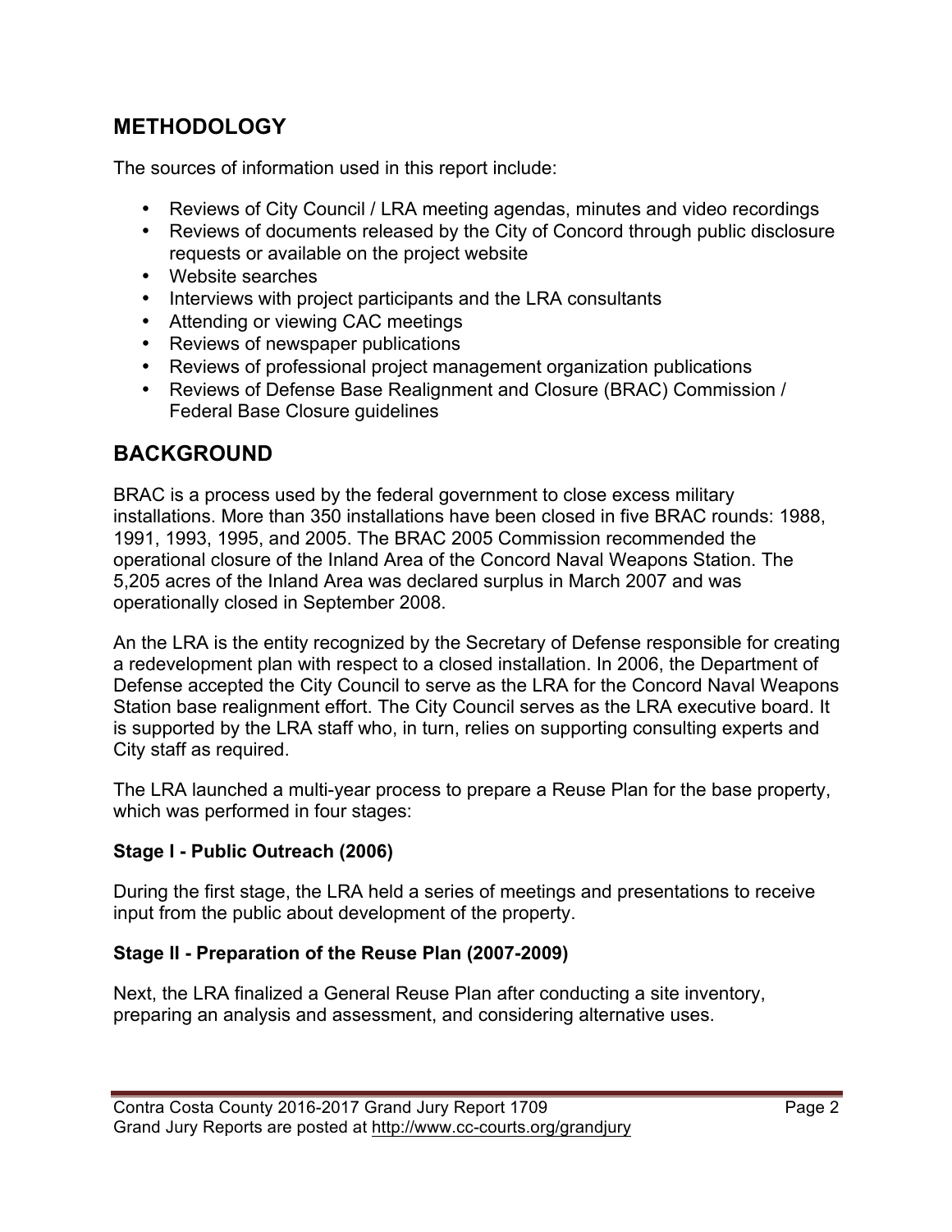## METHODOLOGY

The sources of information used in this report include:

- Reviews of City Council / LRA meeting agendas, minutes and video recordings
- Reviews of documents released by the City of Concord through public disclosure requests or available on the project website
- Website searches
- Interviews with project participants and the LRA consultants
- Attending or viewing CAC meetings
- Reviews of newspaper publications
- Reviews of professional project management organization publications
- Reviews of Defense Base Realignment and Closure (BRAC) Commission / Federal Base Closure guidelines

## BACKGROUND

BRAC is a process used by the federal government to close excess military installations. More than 350 installations have been closed in five BRAC rounds: 1988, 1991, 1993, 1995, and 2005. The BRAC 2005 Commission recommended the operational closure of the Inland Area of the Concord Naval Weapons Station. The 5,205 acres of the Inland Area was declared surplus in March 2007 and was operationally closed in September 2008.

An the LRA is the entity recognized by the Secretary of Defense responsible for creating a redevelopment plan with respect to a closed installation. In 2006, the Department of Defense accepted the City Council to serve as the LRA for the Concord Naval Weapons Station base realignment effort. The City Council serves as the LRA executive board. It is supported by the LRA staff who, in turn, relies on supporting consulting experts and City staff as required.

The LRA launched a multi-year process to prepare a Reuse Plan for the base property, which was performed in four stages:

**Stage I - Public Outreach (2006)**

During the first stage, the LRA held a series of meetings and presentations to receive input from the public about development of the property.

**Stage II - Preparation of the Reuse Plan (2007-2009)**

Next, the LRA finalized a General Reuse Plan after conducting a site inventory, preparing an analysis and assessment, and considering alternative uses.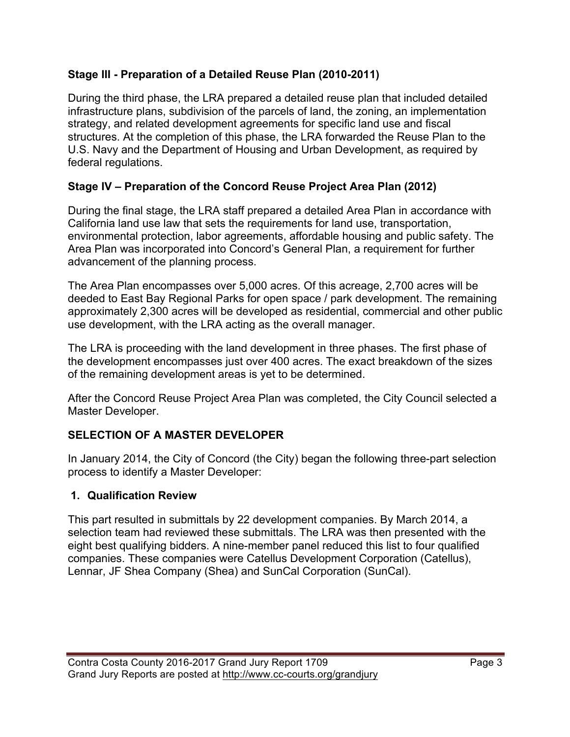### Stage III - Preparation of a Detailed Reuse Plan (2010-2011)

During the third phase, the LRA prepared a detailed reuse plan that included detailed infrastructure plans, subdivision of the parcels of land, the zoning, an implementation strategy, and related development agreements for specific land use and fiscal structures. At the completion of this phase, the LRA forwarded the Reuse Plan to the U.S. Navy and the Department of Housing and Urban Development, as required by federal regulations.

### Stage IV – Preparation of the Concord Reuse Project Area Plan (2012)

During the final stage, the LRA staff prepared a detailed Area Plan in accordance with California land use law that sets the requirements for land use, transportation, environmental protection, labor agreements, affordable housing and public safety. The Area Plan was incorporated into Concord's General Plan, a requirement for further advancement of the planning process.

The Area Plan encompasses over 5,000 acres. Of this acreage, 2,700 acres will be deeded to East Bay Regional Parks for open space / park development. The remaining approximately 2,300 acres will be developed as residential, commercial and other public use development, with the LRA acting as the overall manager.

The LRA is proceeding with the land development in three phases. The first phase of the development encompasses just over 400 acres. The exact breakdown of the sizes of the remaining development areas is yet to be determined.

After the Concord Reuse Project Area Plan was completed, the City Council selected a Master Developer.

## SELECTION OF A MASTER DEVELOPER

In January 2014, the City of Concord (the City) began the following three-part selection process to identify a Master Developer:

### 1. Qualification Review

This part resulted in submittals by 22 development companies. By March 2014, a selection team had reviewed these submittals. The LRA was then presented with the eight best qualifying bidders. A nine-member panel reduced this list to four qualified companies. These companies were Catellus Development Corporation (Catellus), Lennar, JF Shea Company (Shea) and SunCal Corporation (SunCal).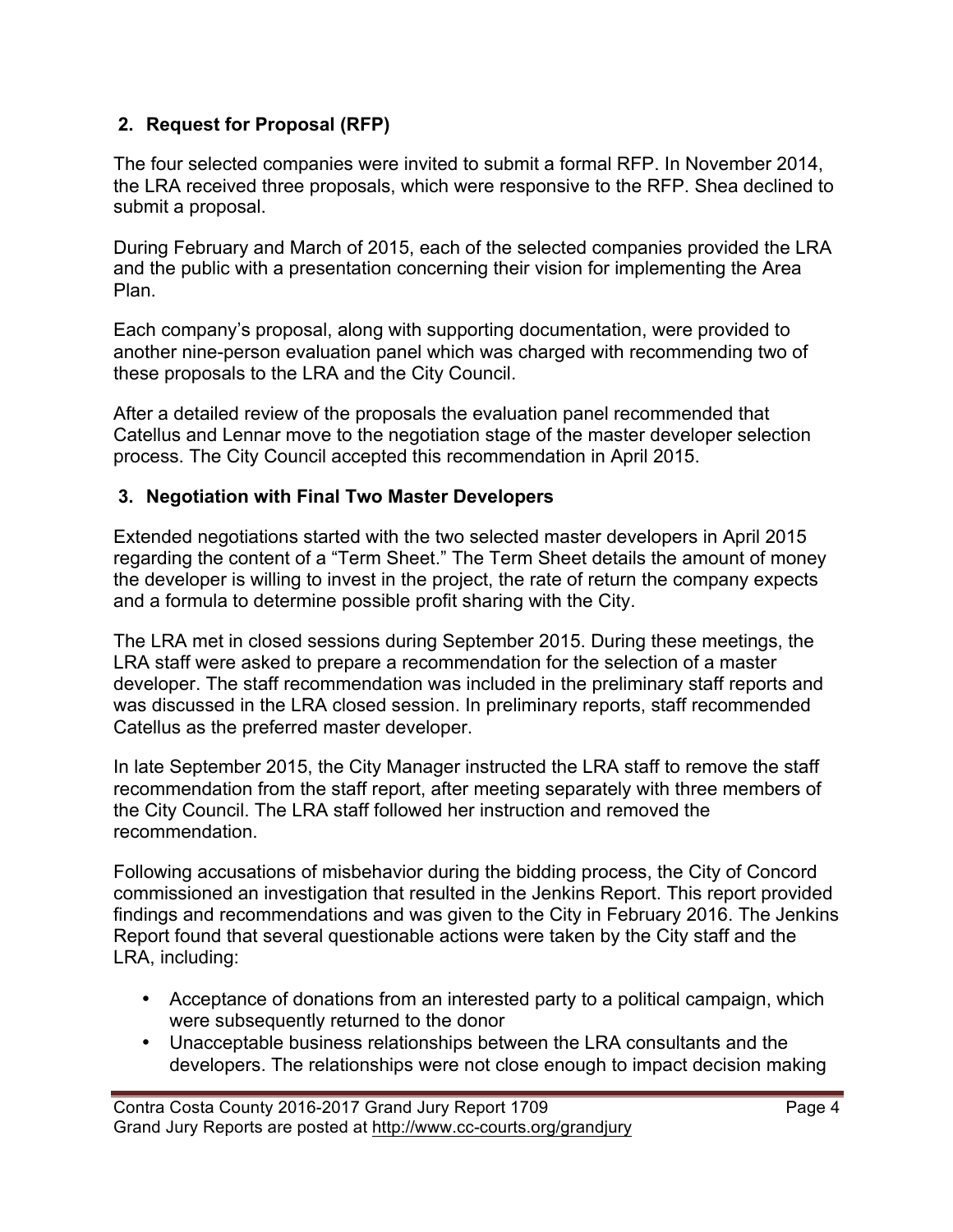## 2. Request for Proposal (RFP)

The four selected companies were invited to submit a formal RFP. In November 2014, the LRA received three proposals, which were responsive to the RFP. Shea declined to submit a proposal.

During February and March of 2015, each of the selected companies provided the LRA and the public with a presentation concerning their vision for implementing the Area Plan.

Each company's proposal, along with supporting documentation, were provided to another nine-person evaluation panel which was charged with recommending two of these proposals to the LRA and the City Council.

After a detailed review of the proposals the evaluation panel recommended that Catellus and Lennar move to the negotiation stage of the master developer selection process. The City Council accepted this recommendation in April 2015.

## 3. Negotiation with Final Two Master Developers

Extended negotiations started with the two selected master developers in April 2015 regarding the content of a "Term Sheet." The Term Sheet details the amount of money the developer is willing to invest in the project, the rate of return the company expects and a formula to determine possible profit sharing with the City.

The LRA met in closed sessions during September 2015. During these meetings, the LRA staff were asked to prepare a recommendation for the selection of a master developer. The staff recommendation was included in the preliminary staff reports and was discussed in the LRA closed session. In preliminary reports, staff recommended Catellus as the preferred master developer.

In late September 2015, the City Manager instructed the LRA staff to remove the staff recommendation from the staff report, after meeting separately with three members of the City Council. The LRA staff followed her instruction and removed the recommendation.

Following accusations of misbehavior during the bidding process, the City of Concord commissioned an investigation that resulted in the Jenkins Report. This report provided findings and recommendations and was given to the City in February 2016. The Jenkins Report found that several questionable actions were taken by the City staff and the LRA, including:

- Acceptance of donations from an interested party to a political campaign, which were subsequently returned to the donor
- Unacceptable business relationships between the LRA consultants and the developers. The relationships were not close enough to impact decision making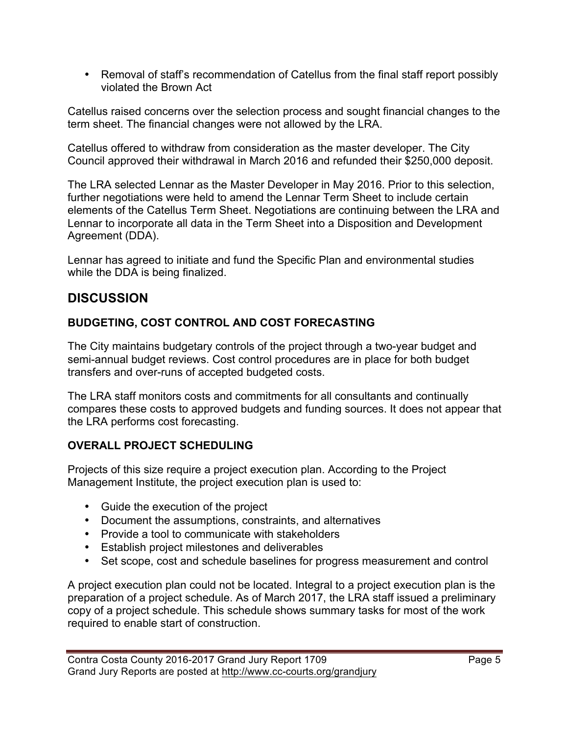- Removal of staff's recommendation of Catellus from the final staff report possibly violated the Brown Act

Catellus raised concerns over the selection process and sought financial changes to the term sheet. The financial changes were not allowed by the LRA.

Catellus offered to withdraw from consideration as the master developer. The City Council approved their withdrawal in March 2016 and refunded their $250,000 deposit.

The LRA selected Lennar as the Master Developer in May 2016. Prior to this selection, further negotiations were held to amend the Lennar Term Sheet to include certain elements of the Catellus Term Sheet. Negotiations are continuing between the LRA and Lennar to incorporate all data in the Term Sheet into a Disposition and Development Agreement (DDA).

Lennar has agreed to initiate and fund the Specific Plan and environmental studies while the DDA is being finalized.

## DISCUSSION

### BUDGETING, COST CONTROL AND COST FORECASTING

The City maintains budgetary controls of the project through a two-year budget and semi-annual budget reviews. Cost control procedures are in place for both budget transfers and over-runs of accepted budgeted costs.

The LRA staff monitors costs and commitments for all consultants and continually compares these costs to approved budgets and funding sources. It does not appear that the LRA performs cost forecasting.

### OVERALL PROJECT SCHEDULING

Projects of this size require a project execution plan. According to the Project Management Institute, the project execution plan is used to:

- Guide the execution of the project
- Document the assumptions, constraints, and alternatives
- Provide a tool to communicate with stakeholders
- Establish project milestones and deliverables
- Set scope, cost and schedule baselines for progress measurement and control

A project execution plan could not be located. Integral to a project execution plan is the preparation of a project schedule. As of March 2017, the LRA staff issued a preliminary copy of a project schedule. This schedule shows summary tasks for most of the work required to enable start of construction.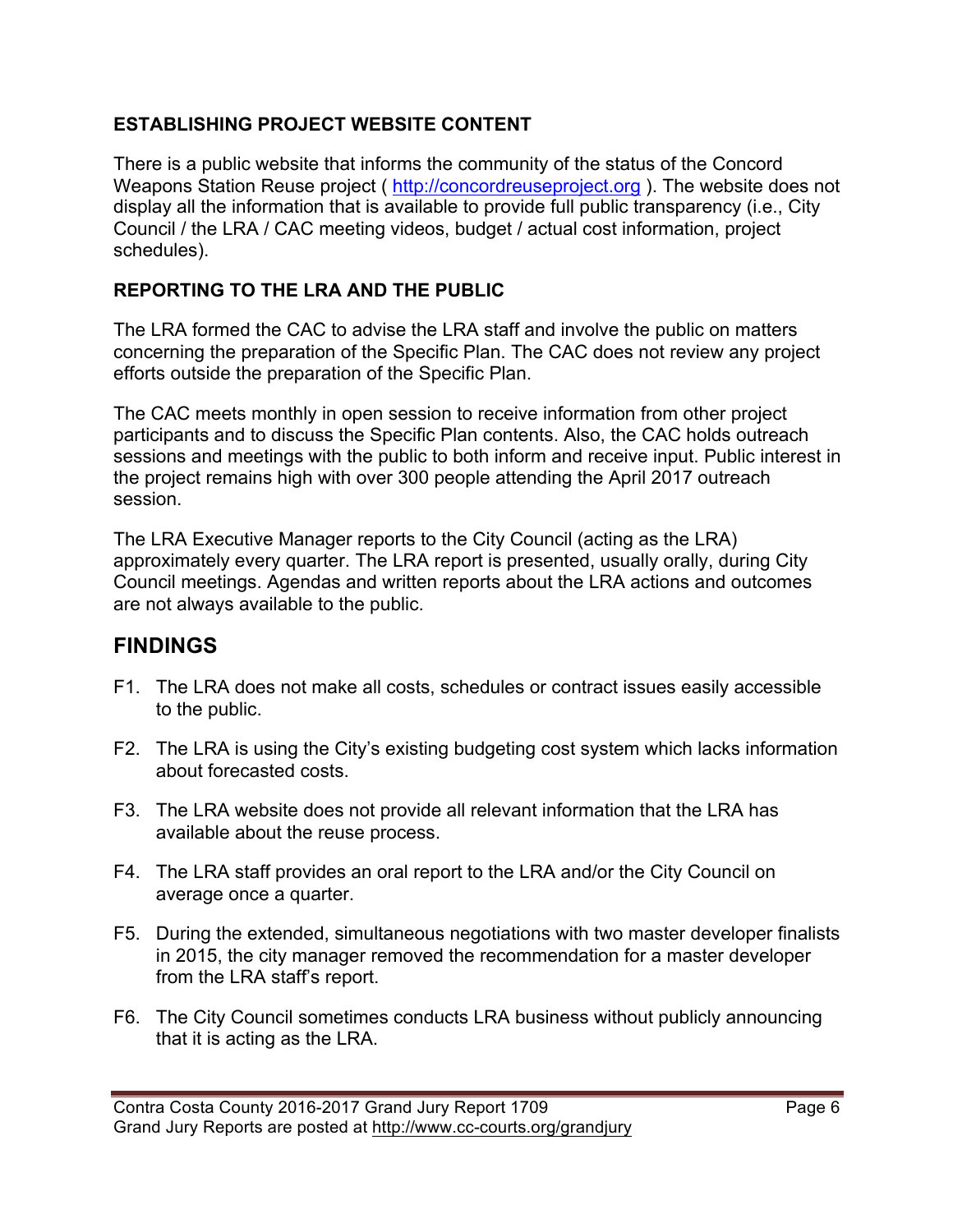### ESTABLISHING PROJECT WEBSITE CONTENT

There is a public website that informs the community of the status of the Concord Weapons Station Reuse project ( http://concordreuseproject.org ). The website does not display all the information that is available to provide full public transparency (i.e., City Council / the LRA / CAC meeting videos, budget / actual cost information, project schedules).

### REPORTING TO THE LRA AND THE PUBLIC

The LRA formed the CAC to advise the LRA staff and involve the public on matters concerning the preparation of the Specific Plan. The CAC does not review any project efforts outside the preparation of the Specific Plan.

The CAC meets monthly in open session to receive information from other project participants and to discuss the Specific Plan contents. Also, the CAC holds outreach sessions and meetings with the public to both inform and receive input. Public interest in the project remains high with over 300 people attending the April 2017 outreach session.

The LRA Executive Manager reports to the City Council (acting as the LRA) approximately every quarter. The LRA report is presented, usually orally, during City Council meetings. Agendas and written reports about the LRA actions and outcomes are not always available to the public.

## FINDINGS

F1. The LRA does not make all costs, schedules or contract issues easily accessible to the public.

F2. The LRA is using the City's existing budgeting cost system which lacks information about forecasted costs.

F3. The LRA website does not provide all relevant information that the LRA has available about the reuse process.

F4. The LRA staff provides an oral report to the LRA and/or the City Council on average once a quarter.

F5. During the extended, simultaneous negotiations with two master developer finalists in 2015, the city manager removed the recommendation for a master developer from the LRA staff's report.

F6. The City Council sometimes conducts LRA business without publicly announcing that it is acting as the LRA.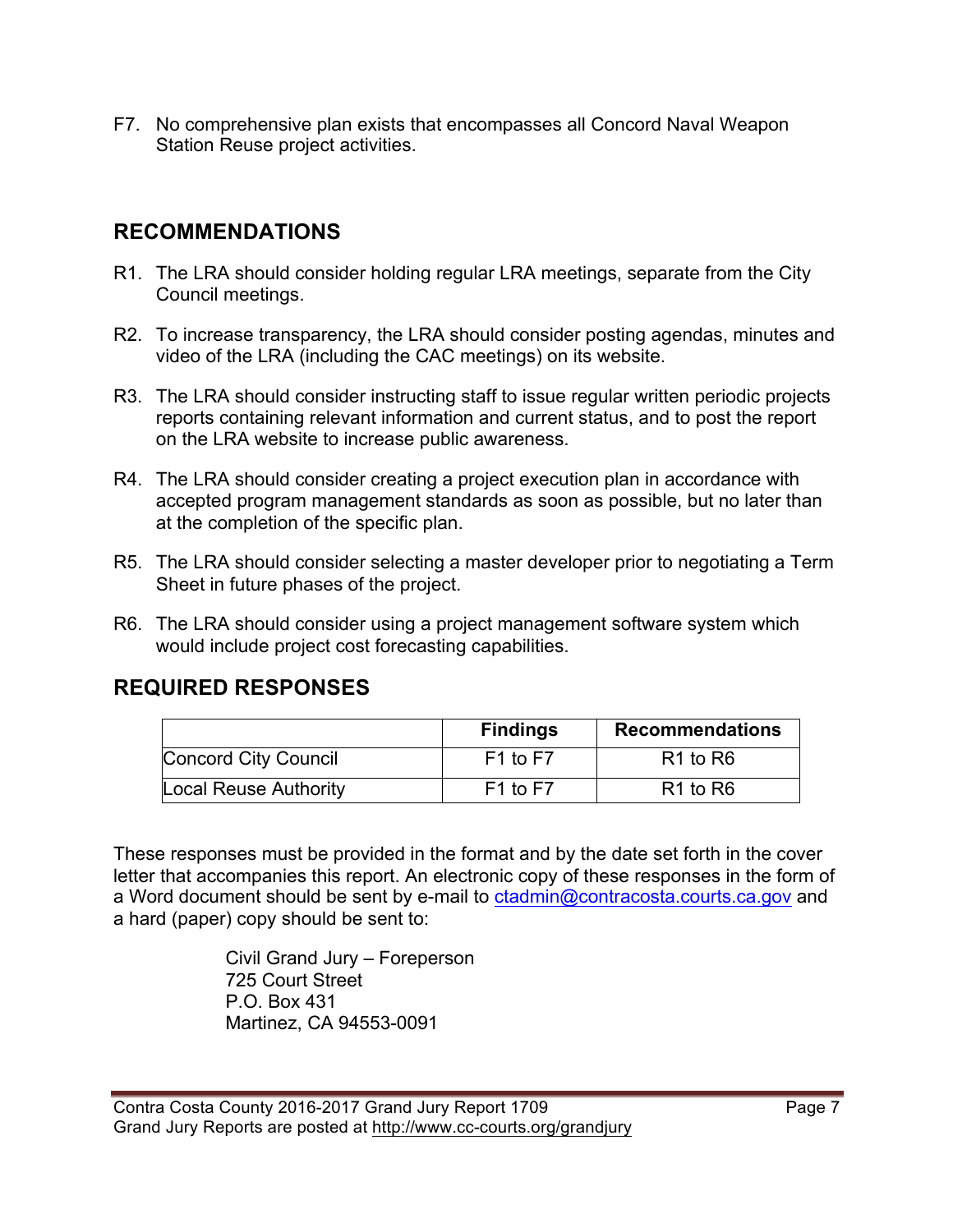F7. No comprehensive plan exists that encompasses all Concord Naval Weapon Station Reuse project activities.

## RECOMMENDATIONS

R1. The LRA should consider holding regular LRA meetings, separate from the City Council meetings.

R2. To increase transparency, the LRA should consider posting agendas, minutes and video of the LRA (including the CAC meetings) on its website.

R3. The LRA should consider instructing staff to issue regular written periodic projects reports containing relevant information and current status, and to post the report on the LRA website to increase public awareness.

R4. The LRA should consider creating a project execution plan in accordance with accepted program management standards as soon as possible, but no later than at the completion of the specific plan.

R5. The LRA should consider selecting a master developer prior to negotiating a Term Sheet in future phases of the project.

R6. The LRA should consider using a project management software system which would include project cost forecasting capabilities.

## REQUIRED RESPONSES

| | Findings | Recommendations |
|---|---|---|
| Concord City Council | F1 to F7 | R1 to R6 |
| Local Reuse Authority | F1 to F7 | R1 to R6 |

These responses must be provided in the format and by the date set forth in the cover letter that accompanies this report. An electronic copy of these responses in the form of a Word document should be sent by e-mail to ctadmin@contracosta.courts.ca.gov and a hard (paper) copy should be sent to:

Civil Grand Jury – Foreperson
725 Court Street
P.O. Box 431
Martinez, CA 94553-0091